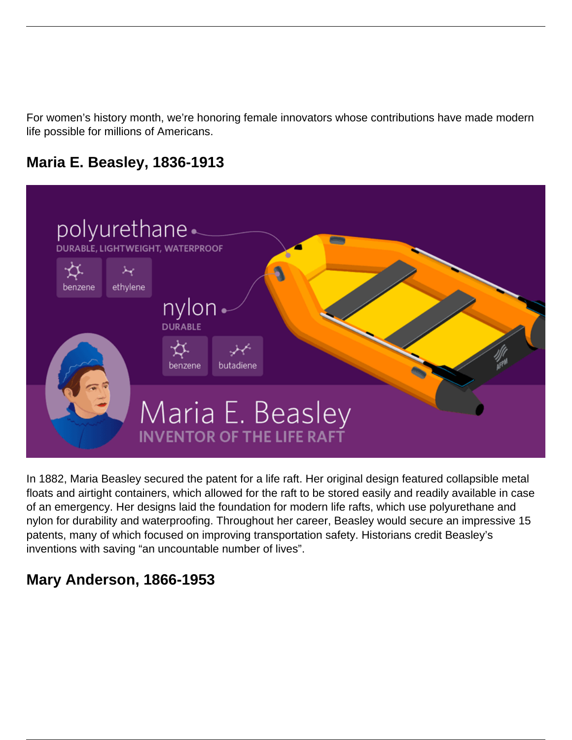For women's history month, we're honoring female innovators whose contributions have made modern life possible for millions of Americans.

## Maria E. Beasley, 1836-1913

In 1882, Maria Beasley secured the patent for a life raft. Her original design featured collapsible metal floats and airtight containers, which allowed for the raft to be stored easily and readily available in case of an emergency. Her designs laid the foundation for modern life rafts, which use polyurethane and nylon for durability and waterproofing. Throughout her career, Beasley would secure an impressive 15 patents, many of which focused on improving transportation safety. Historians credit Beasley's inventions with saving "an uncountable number of lives".

## Mary Anderson, 1866-1953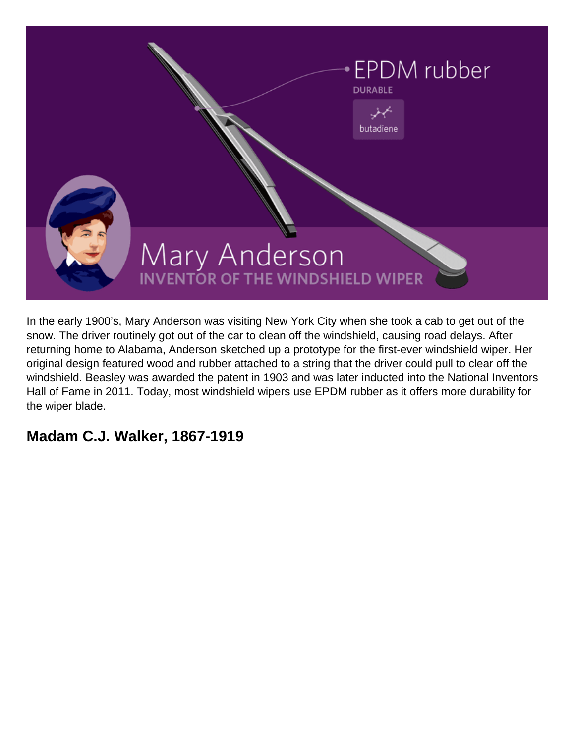## Mary Anderson

**INVENTOR OF THE WINDSHIELD WIPER**

In the early 1900's, Mary Anderson was visiting New York City when she took a cab to get out of the snow. The driver routinely got out of the car to clean off the windshield, causing road delays. After returning home to Alabama, Anderson sketched up a prototype for the first-ever windshield wiper. Her original design featured wood and rubber attached to a string that the driver could pull to clear off the windshield. Beasley was awarded the patent in 1903 and was later inducted into the National Inventors Hall of Fame in 2011. Today, most windshield wipers use EPDM rubber as it offers more durability for the wiper blade.

## Madam C.J. Walker, 1867-1919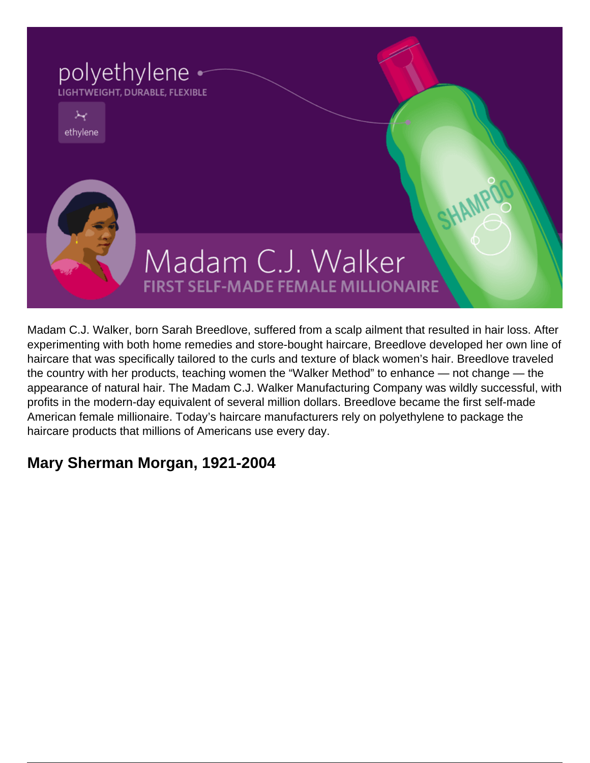Madam C.J. Walker, born Sarah Breedlove, suffered from a scalp ailment that resulted in hair loss. After experimenting with both home remedies and store-bought haircare, Breedlove developed her own line of haircare that was specifically tailored to the curls and texture of black women's hair. Breedlove traveled the country with her products, teaching women the "Walker Method" to enhance — not change — the appearance of natural hair. The Madam C.J. Walker Manufacturing Company was wildly successful, with profits in the modern-day equivalent of several million dollars. Breedlove became the first self-made American female millionaire. Today's haircare manufacturers rely on polyethylene to package the haircare products that millions of Americans use every day.

## Mary Sherman Morgan, 1921-2004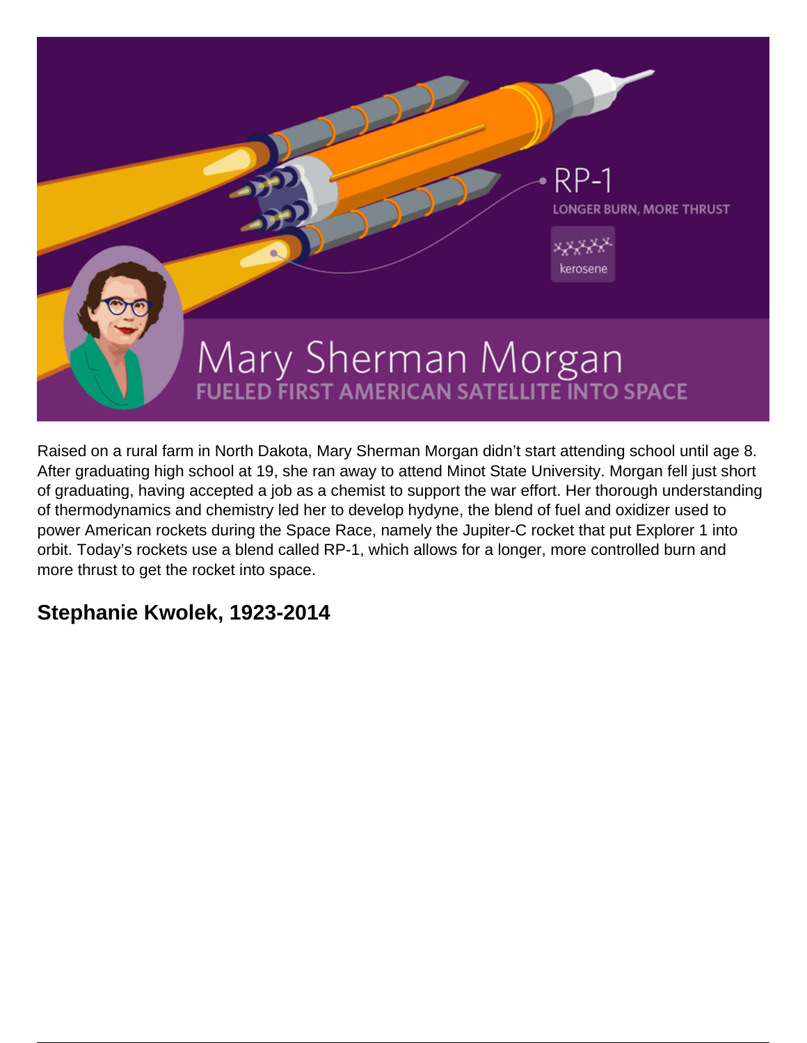Raised on a rural farm in North Dakota, Mary Sherman Morgan didn't start attending school until age 8. After graduating high school at 19, she ran away to attend Minot State University. Morgan fell just short of graduating, having accepted a job as a chemist to support the war effort. Her thorough understanding of thermodynamics and chemistry led her to develop hydyne, the blend of fuel and oxidizer used to power American rockets during the Space Race, namely the Jupiter-C rocket that put Explorer 1 into orbit. Today's rockets use a blend called RP-1, which allows for a longer, more controlled burn and more thrust to get the rocket into space.

## Stephanie Kwolek, 1923-2014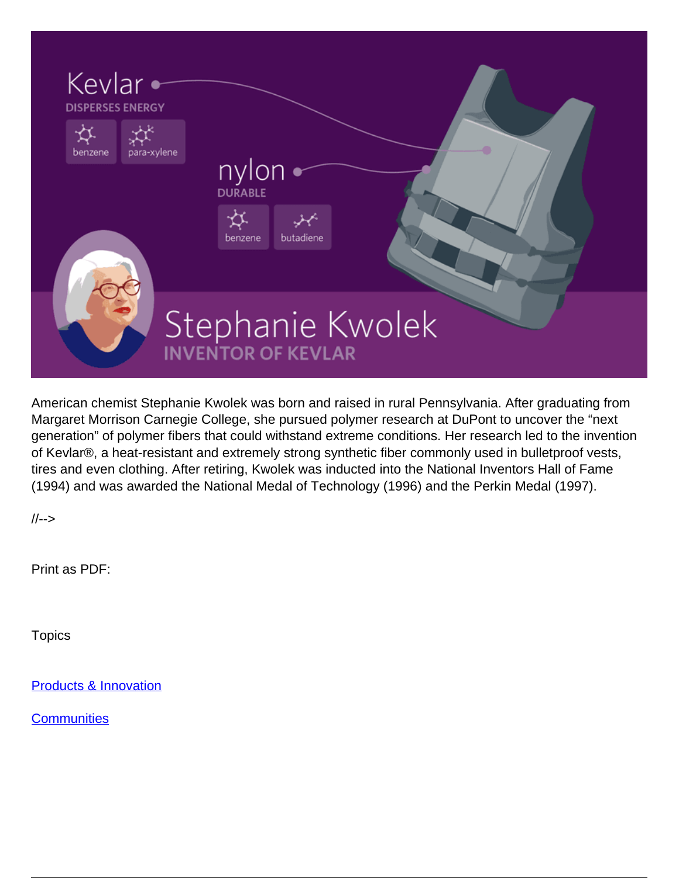Kevlar
DISPERSES ENERGY
benzene
para-xylene

nylon
DURABLE
benzene
butadiene

Stephanie Kwolek
INVENTOR OF KEVLAR

American chemist Stephanie Kwolek was born and raised in rural Pennsylvania. After graduating from Margaret Morrison Carnegie College, she pursued polymer research at DuPont to uncover the "next generation" of polymer fibers that could withstand extreme conditions. Her research led to the invention of Kevlar®, a heat-resistant and extremely strong synthetic fiber commonly used in bulletproof vests, tires and even clothing. After retiring, Kwolek was inducted into the National Inventors Hall of Fame (1994) and was awarded the National Medal of Technology (1996) and the Perkin Medal (1997).

//-->

Print as PDF:

Topics

Products & Innovation

Communities